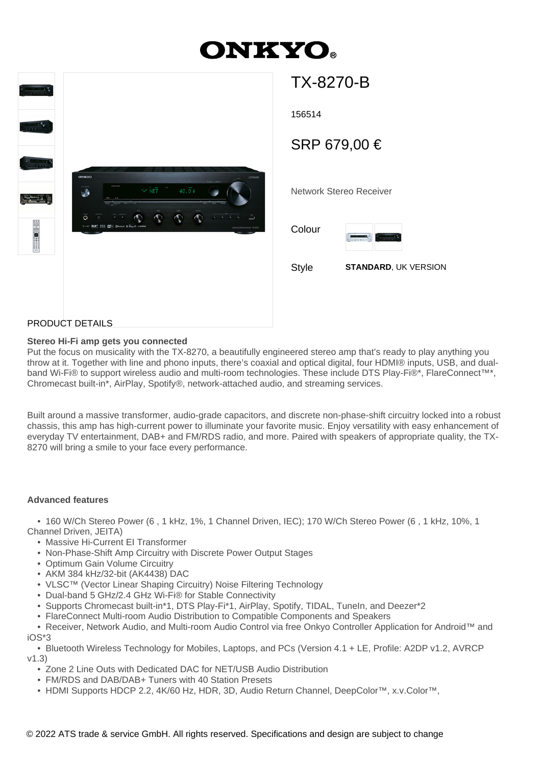# ONKYO

## TX-8270-B

156514

SRP 679,00 €

Network Stereo Receiver

Colour

Style **STANDARD**, UK VERSION

PRODUCT DETAILS

**Stereo Hi-Fi amp gets you connected**

Put the focus on musicality with the TX-8270, a beautifully engineered stereo amp that's ready to play anything you throw at it. Together with line and phono inputs, there's coaxial and optical digital, four HDMI® inputs, USB, and dual-band Wi-Fi® to support wireless audio and multi-room technologies. These include DTS Play-Fi®*, FlareConnect™*, Chromecast built-in*, AirPlay, Spotify®, network-attached audio, and streaming services.

Built around a massive transformer, audio-grade capacitors, and discrete non-phase-shift circuitry locked into a robust chassis, this amp has high-current power to illuminate your favorite music. Enjoy versatility with easy enhancement of everyday TV entertainment, DAB+ and FM/RDS radio, and more. Paired with speakers of appropriate quality, the TX-8270 will bring a smile to your face every performance.

**Advanced features**

- 160 W/Ch Stereo Power (6 , 1 kHz, 1%, 1 Channel Driven, IEC); 170 W/Ch Stereo Power (6 , 1 kHz, 10%, 1 Channel Driven, JEITA)
- Massive Hi-Current EI Transformer
- Non-Phase-Shift Amp Circuitry with Discrete Power Output Stages
- Optimum Gain Volume Circuitry
- AKM 384 kHz/32-bit (AK4438) DAC
- VLSC™ (Vector Linear Shaping Circuitry) Noise Filtering Technology
- Dual-band 5 GHz/2.4 GHz Wi-Fi® for Stable Connectivity
- Supports Chromecast built-in*1, DTS Play-Fi*1, AirPlay, Spotify, TIDAL, TuneIn, and Deezer*2
- FlareConnect Multi-room Audio Distribution to Compatible Components and Speakers
- Receiver, Network Audio, and Multi-room Audio Control via free Onkyo Controller Application for Android™ and iOS*3
- Bluetooth Wireless Technology for Mobiles, Laptops, and PCs (Version 4.1 + LE, Profile: A2DP v1.2, AVRCP v1.3)
- Zone 2 Line Outs with Dedicated DAC for NET/USB Audio Distribution
- FM/RDS and DAB/DAB+ Tuners with 40 Station Presets
- HDMI Supports HDCP 2.2, 4K/60 Hz, HDR, 3D, Audio Return Channel, DeepColor™, x.v.Color™,

© 2022 ATS trade & service GmbH. All rights reserved. Specifications and design are subject to change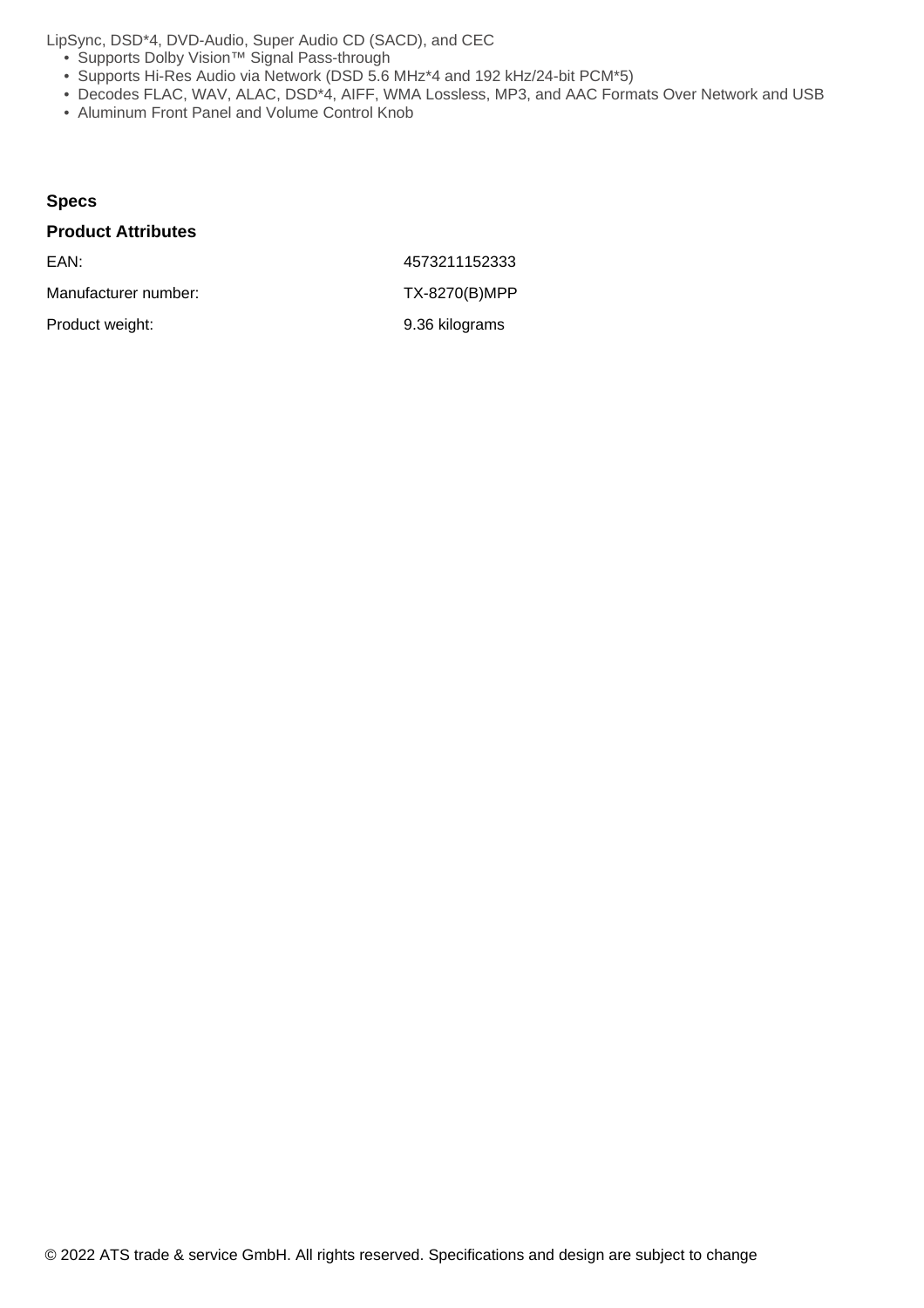LipSync, DSD*4, DVD-Audio, Super Audio CD (SACD), and CEC

- Supports Dolby Vision™ Signal Pass-through
- Supports Hi-Res Audio via Network (DSD 5.6 MHz*4 and 192 kHz/24-bit PCM*5)
- Decodes FLAC, WAV, ALAC, DSD*4, AIFF, WMA Lossless, MP3, and AAC Formats Over Network and USB
- Aluminum Front Panel and Volume Control Knob

## Specs

### Product Attributes

| | |
|---|---|
| EAN: | 4573211152333 |
| Manufacturer number: | TX-8270(B)MPP |
| Product weight: | 9.36 kilograms |

© 2022 ATS trade & service GmbH. All rights reserved. Specifications and design are subject to change